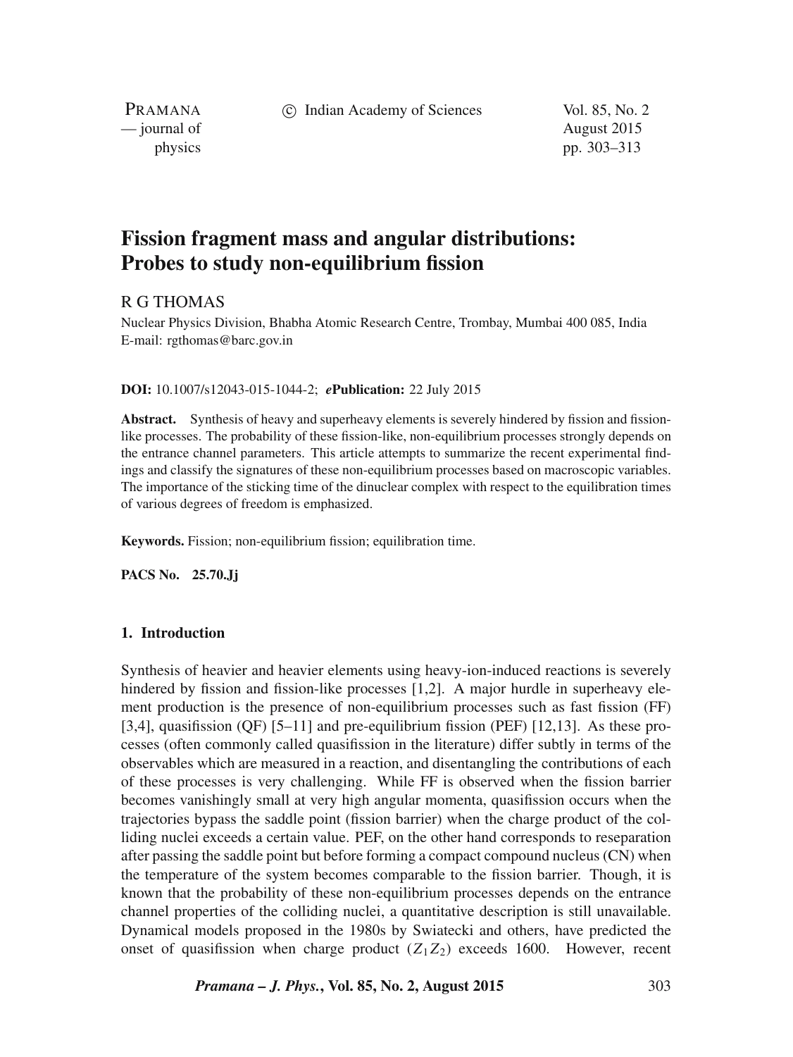# Fission fragment mass and angular distributions: Probes to study non-equilibrium fission

R G THOMAS

Nuclear Physics Division, Bhabha Atomic Research Centre, Trombay, Mumbai 400 085, India
E-mail: rgthomas@barc.gov.in

**DOI:** 10.1007/s12043-015-1044-2; ***e*Publication:** 22 July 2015

**Abstract.** Synthesis of heavy and superheavy elements is severely hindered by fission and fission-like processes. The probability of these fission-like, non-equilibrium processes strongly depends on the entrance channel parameters. This article attempts to summarize the recent experimental findings and classify the signatures of these non-equilibrium processes based on macroscopic variables. The importance of the sticking time of the dinuclear complex with respect to the equilibration times of various degrees of freedom is emphasized.

**Keywords.** Fission; non-equilibrium fission; equilibration time.

**PACS No. 25.70.Jj**

## 1. Introduction

Synthesis of heavier and heavier elements using heavy-ion-induced reactions is severely hindered by fission and fission-like processes [1,2]. A major hurdle in superheavy element production is the presence of non-equilibrium processes such as fast fission (FF) [3,4], quasifission (QF) [5–11] and pre-equilibrium fission (PEF) [12,13]. As these processes (often commonly called quasifission in the literature) differ subtly in terms of the observables which are measured in a reaction, and disentangling the contributions of each of these processes is very challenging. While FF is observed when the fission barrier becomes vanishingly small at very high angular momenta, quasifission occurs when the trajectories bypass the saddle point (fission barrier) when the charge product of the colliding nuclei exceeds a certain value. PEF, on the other hand corresponds to reseparation after passing the saddle point but before forming a compact compound nucleus (CN) when the temperature of the system becomes comparable to the fission barrier. Though, it is known that the probability of these non-equilibrium processes depends on the entrance channel properties of the colliding nuclei, a quantitative description is still unavailable. Dynamical models proposed in the 1980s by Swiatecki and others, have predicted the onset of quasifission when charge product ($Z_1 Z_2$) exceeds 1600. However, recent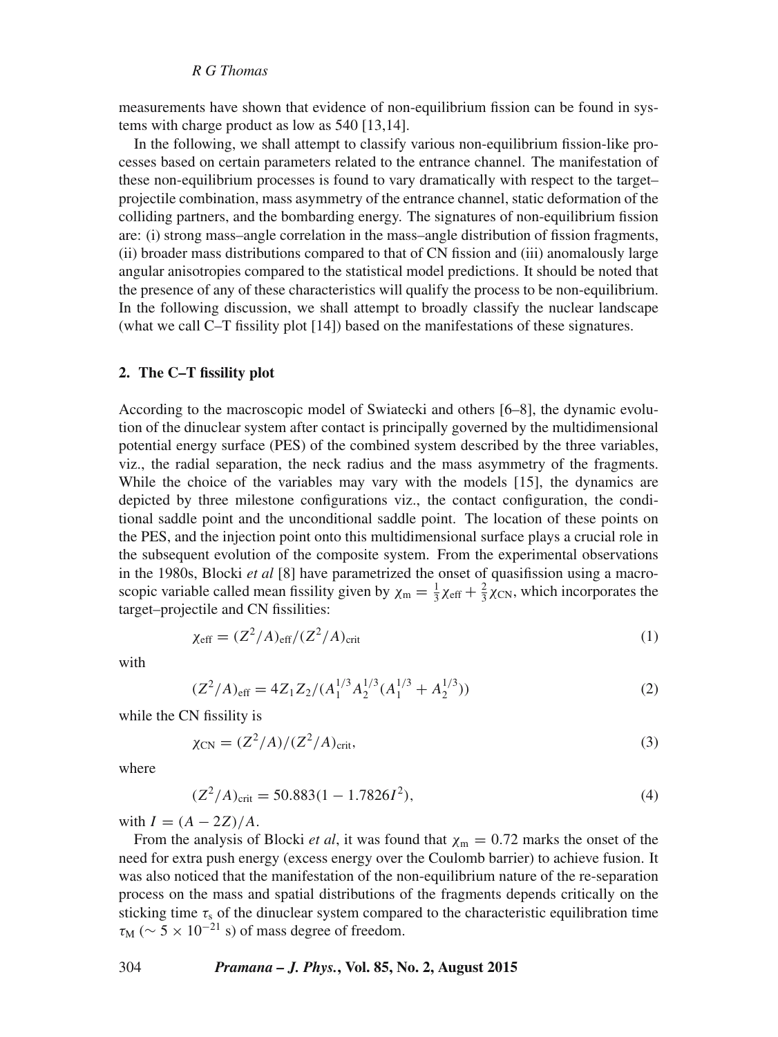measurements have shown that evidence of non-equilibrium fission can be found in systems with charge product as low as 540 [13,14].

In the following, we shall attempt to classify various non-equilibrium fission-like processes based on certain parameters related to the entrance channel. The manifestation of these non-equilibrium processes is found to vary dramatically with respect to the target–projectile combination, mass asymmetry of the entrance channel, static deformation of the colliding partners, and the bombarding energy. The signatures of non-equilibrium fission are: (i) strong mass–angle correlation in the mass–angle distribution of fission fragments, (ii) broader mass distributions compared to that of CN fission and (iii) anomalously large angular anisotropies compared to the statistical model predictions. It should be noted that the presence of any of these characteristics will qualify the process to be non-equilibrium. In the following discussion, we shall attempt to broadly classify the nuclear landscape (what we call C–T fissility plot [14]) based on the manifestations of these signatures.

## 2. The C–T fissility plot

According to the macroscopic model of Swiatecki and others [6–8], the dynamic evolution of the dinuclear system after contact is principally governed by the multidimensional potential energy surface (PES) of the combined system described by the three variables, viz., the radial separation, the neck radius and the mass asymmetry of the fragments. While the choice of the variables may vary with the models [15], the dynamics are depicted by three milestone configurations viz., the contact configuration, the conditional saddle point and the unconditional saddle point. The location of these points on the PES, and the injection point onto this multidimensional surface plays a crucial role in the subsequent evolution of the composite system. From the experimental observations in the 1980s, Blocki *et al* [8] have parametrized the onset of quasifission using a macroscopic variable called mean fissility given by $\chi_m = \frac{1}{3}\chi_{\rm eff} + \frac{2}{3}\chi_{\rm CN}$, which incorporates the target–projectile and CN fissilities:

$$\chi_{\rm eff} = (Z^2/A)_{\rm eff}/(Z^2/A)_{\rm crit} \tag{1}$$

with

$$(Z^2/A)_{\rm eff} = 4Z_1Z_2/(A_1^{1/3}A_2^{1/3}(A_1^{1/3} + A_2^{1/3})) \tag{2}$$

while the CN fissility is

$$\chi_{\rm CN} = (Z^2/A)/(Z^2/A)_{\rm crit}, \tag{3}$$

where

$$(Z^2/A)_{\rm crit} = 50.883(1 - 1.7826I^2), \tag{4}$$

with $I = (A - 2Z)/A$.

From the analysis of Blocki *et al*, it was found that $\chi_m = 0.72$ marks the onset of the need for extra push energy (excess energy over the Coulomb barrier) to achieve fusion. It was also noticed that the manifestation of the non-equilibrium nature of the re-separation process on the mass and spatial distributions of the fragments depends critically on the sticking time $\tau_s$ of the dinuclear system compared to the characteristic equilibration time $\tau_M$ ($\sim 5 \times 10^{-21}$ s) of mass degree of freedom.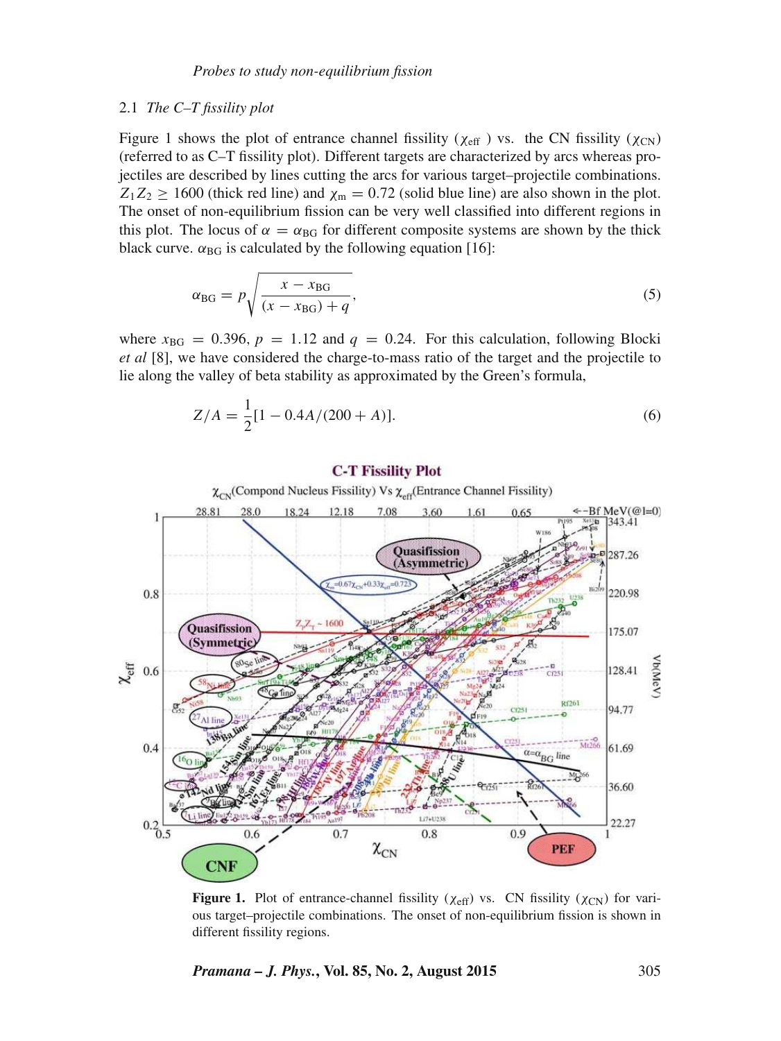### 2.1 *The C–T fissility plot*

Figure 1 shows the plot of entrance channel fissility ($\chi_{eff}$) vs. the CN fissility ($\chi_{CN}$) (referred to as C–T fissility plot). Different targets are characterized by arcs whereas projectiles are described by lines cutting the arcs for various target–projectile combinations. $Z_1 Z_2 \geq 1600$ (thick red line) and $\chi_m = 0.72$ (solid blue line) are also shown in the plot. The onset of non-equilibrium fission can be very well classified into different regions in this plot. The locus of $\alpha = \alpha_{BG}$ for different composite systems are shown by the thick black curve. $\alpha_{BG}$ is calculated by the following equation [16]:

$$\alpha_{BG} = p\sqrt{\frac{x - x_{BG}}{(x - x_{BG}) + q}}, \tag{5}$$

where $x_{BG} = 0.396$, $p = 1.12$ and $q = 0.24$. For this calculation, following Blocki *et al* [8], we have considered the charge-to-mass ratio of the target and the projectile to lie along the valley of beta stability as approximated by the Green's formula,

$$Z/A = \frac{1}{2}[1 - 0.4A/(200 + A)]. \tag{6}$$

**Figure 1.** Plot of entrance-channel fissility ($\chi_{eff}$) vs. CN fissility ($\chi_{CN}$) for various target–projectile combinations. The onset of non-equilibrium fission is shown in different fissility regions.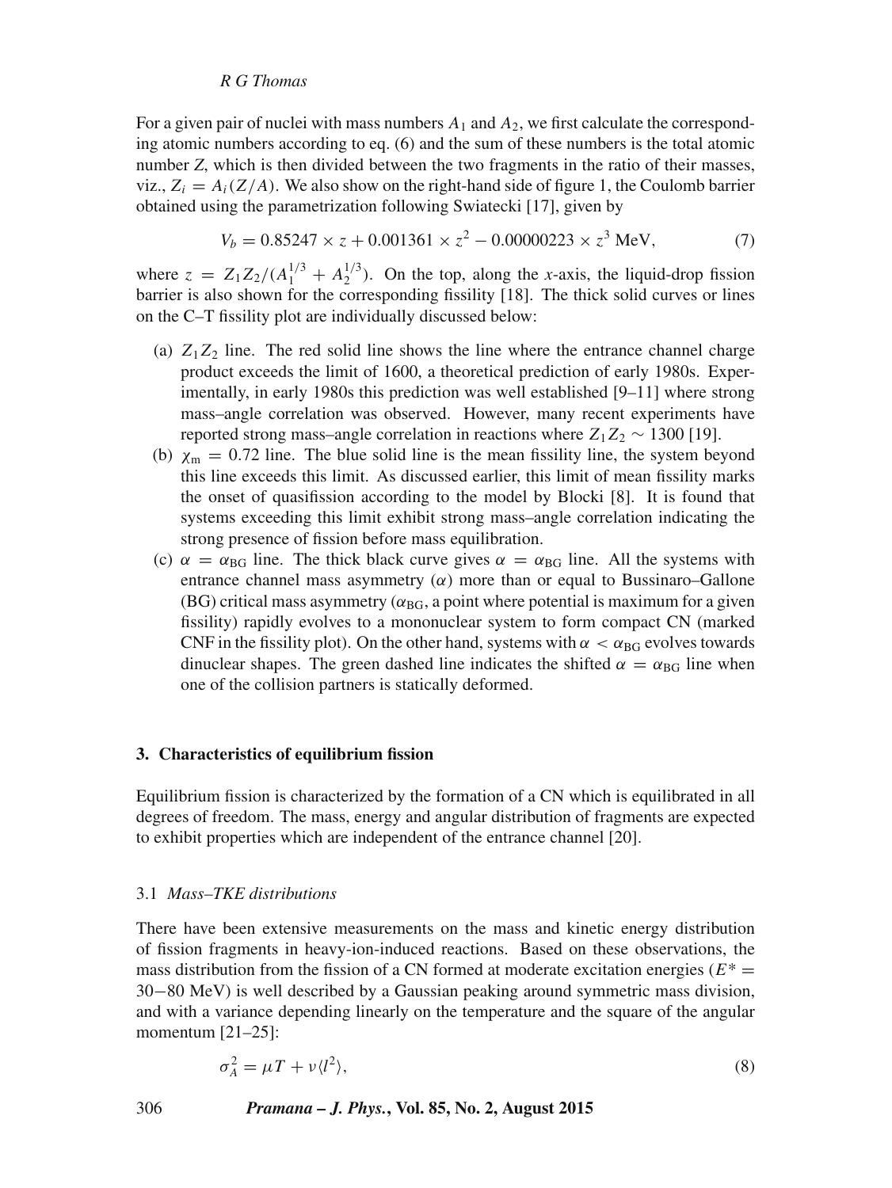For a given pair of nuclei with mass numbers $A_1$ and $A_2$, we first calculate the corresponding atomic numbers according to eq. (6) and the sum of these numbers is the total atomic number $Z$, which is then divided between the two fragments in the ratio of their masses, viz., $Z_i = A_i(Z/A)$. We also show on the right-hand side of figure 1, the Coulomb barrier obtained using the parametrization following Swiatecki [17], given by

$$V_b = 0.85247 \times z + 0.001361 \times z^2 - 0.00000223 \times z^3 \text{ MeV}, \tag{7}$$

where $z = Z_1 Z_2/(A_1^{1/3} + A_2^{1/3})$. On the top, along the $x$-axis, the liquid-drop fission barrier is also shown for the corresponding fissility [18]. The thick solid curves or lines on the C–T fissility plot are individually discussed below:

(a) $Z_1 Z_2$ line. The red solid line shows the line where the entrance channel charge product exceeds the limit of 1600, a theoretical prediction of early 1980s. Experimentally, in early 1980s this prediction was well established [9–11] where strong mass–angle correlation was observed. However, many recent experiments have reported strong mass–angle correlation in reactions where $Z_1 Z_2 \sim 1300$ [19].

(b) $\chi_{\text{m}} = 0.72$ line. The blue solid line is the mean fissility line, the system beyond this line exceeds this limit. As discussed earlier, this limit of mean fissility marks the onset of quasifission according to the model by Blocki [8]. It is found that systems exceeding this limit exhibit strong mass–angle correlation indicating the strong presence of fission before mass equilibration.

(c) $\alpha = \alpha_{\text{BG}}$ line. The thick black curve gives $\alpha = \alpha_{\text{BG}}$ line. All the systems with entrance channel mass asymmetry ($\alpha$) more than or equal to Bussinaro–Gallone (BG) critical mass asymmetry ($\alpha_{\text{BG}}$, a point where potential is maximum for a given fissility) rapidly evolves to a mononuclear system to form compact CN (marked CNF in the fissility plot). On the other hand, systems with $\alpha < \alpha_{\text{BG}}$ evolves towards dinuclear shapes. The green dashed line indicates the shifted $\alpha = \alpha_{\text{BG}}$ line when one of the collision partners is statically deformed.

## 3. Characteristics of equilibrium fission

Equilibrium fission is characterized by the formation of a CN which is equilibrated in all degrees of freedom. The mass, energy and angular distribution of fragments are expected to exhibit properties which are independent of the entrance channel [20].

### 3.1 *Mass–TKE distributions*

There have been extensive measurements on the mass and kinetic energy distribution of fission fragments in heavy-ion-induced reactions. Based on these observations, the mass distribution from the fission of a CN formed at moderate excitation energies ($E^* = 30-80$ MeV) is well described by a Gaussian peaking around symmetric mass division, and with a variance depending linearly on the temperature and the square of the angular momentum [21–25]:

$$\sigma_A^2 = \mu T + \nu \langle l^2 \rangle, \tag{8}$$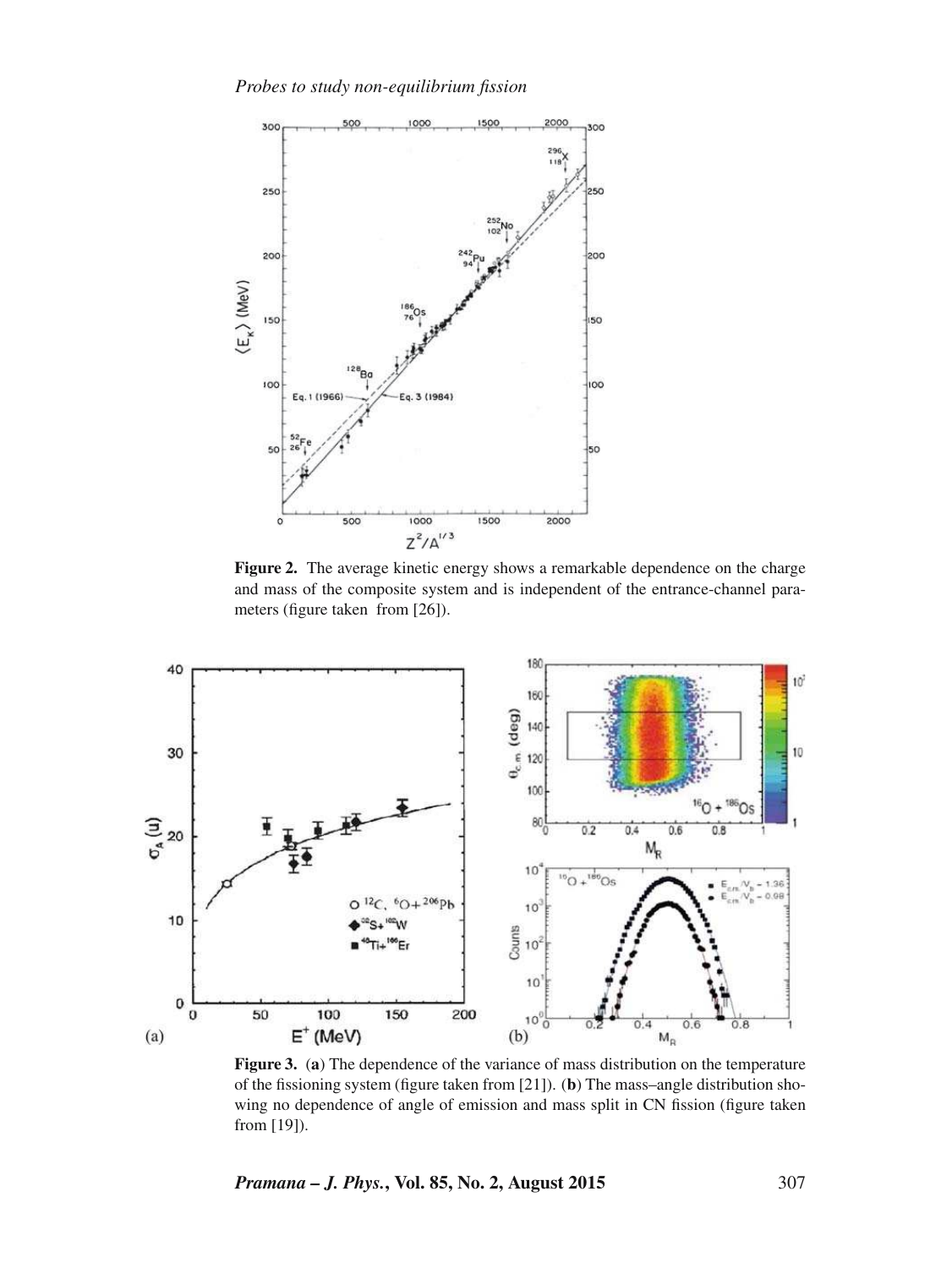**Figure 2.** The average kinetic energy shows a remarkable dependence on the charge and mass of the composite system and is independent of the entrance-channel parameters (figure taken from [26]).

**Figure 3.** (**a**) The dependence of the variance of mass distribution on the temperature of the fissioning system (figure taken from [21]). (**b**) The mass–angle distribution showing no dependence of angle of emission and mass split in CN fission (figure taken from [19]).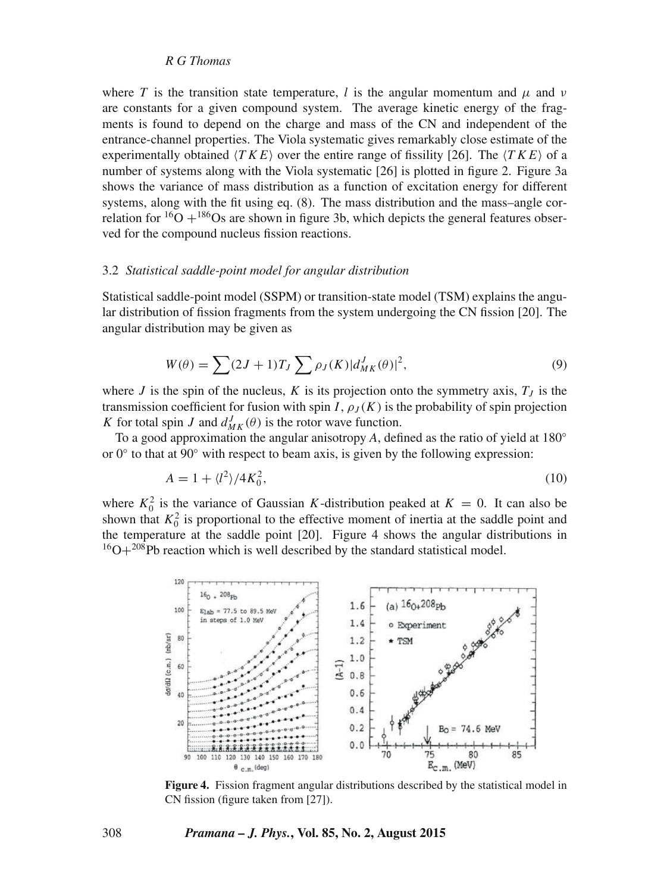where $T$ is the transition state temperature, $l$ is the angular momentum and $\mu$ and $\nu$ are constants for a given compound system. The average kinetic energy of the fragments is found to depend on the charge and mass of the CN and independent of the entrance-channel properties. The Viola systematic gives remarkably close estimate of the experimentally obtained $\langle TKE \rangle$ over the entire range of fissility [26]. The $\langle TKE \rangle$ of a number of systems along with the Viola systematic [26] is plotted in figure 2. Figure 3a shows the variance of mass distribution as a function of excitation energy for different systems, along with the fit using eq. (8). The mass distribution and the mass–angle correlation for $^{16}O + ^{186}Os$ are shown in figure 3b, which depicts the general features observed for the compound nucleus fission reactions.

### 3.2 *Statistical saddle-point model for angular distribution*

Statistical saddle-point model (SSPM) or transition-state model (TSM) explains the angular distribution of fission fragments from the system undergoing the CN fission [20]. The angular distribution may be given as

$$W(\theta) = \sum (2J + 1) T_J \sum \rho_J(K) |d^J_{MK}(\theta)|^2, \tag{9}$$

where $J$ is the spin of the nucleus, $K$ is its projection onto the symmetry axis, $T_J$ is the transmission coefficient for fusion with spin $I$, $\rho_J(K)$ is the probability of spin projection $K$ for total spin $J$ and $d^J_{MK}(\theta)$ is the rotor wave function.

To a good approximation the angular anisotropy $A$, defined as the ratio of yield at 180° or 0° to that at 90° with respect to beam axis, is given by the following expression:

$$A = 1 + \langle l^2 \rangle / 4K_0^2, \tag{10}$$

where $K_0^2$ is the variance of Gaussian $K$-distribution peaked at $K = 0$. It can also be shown that $K_0^2$ is proportional to the effective moment of inertia at the saddle point and the temperature at the saddle point [20]. Figure 4 shows the angular distributions in $^{16}O+^{208}Pb$ reaction which is well described by the standard statistical model.

**Figure 4.** Fission fragment angular distributions described by the statistical model in CN fission (figure taken from [27]).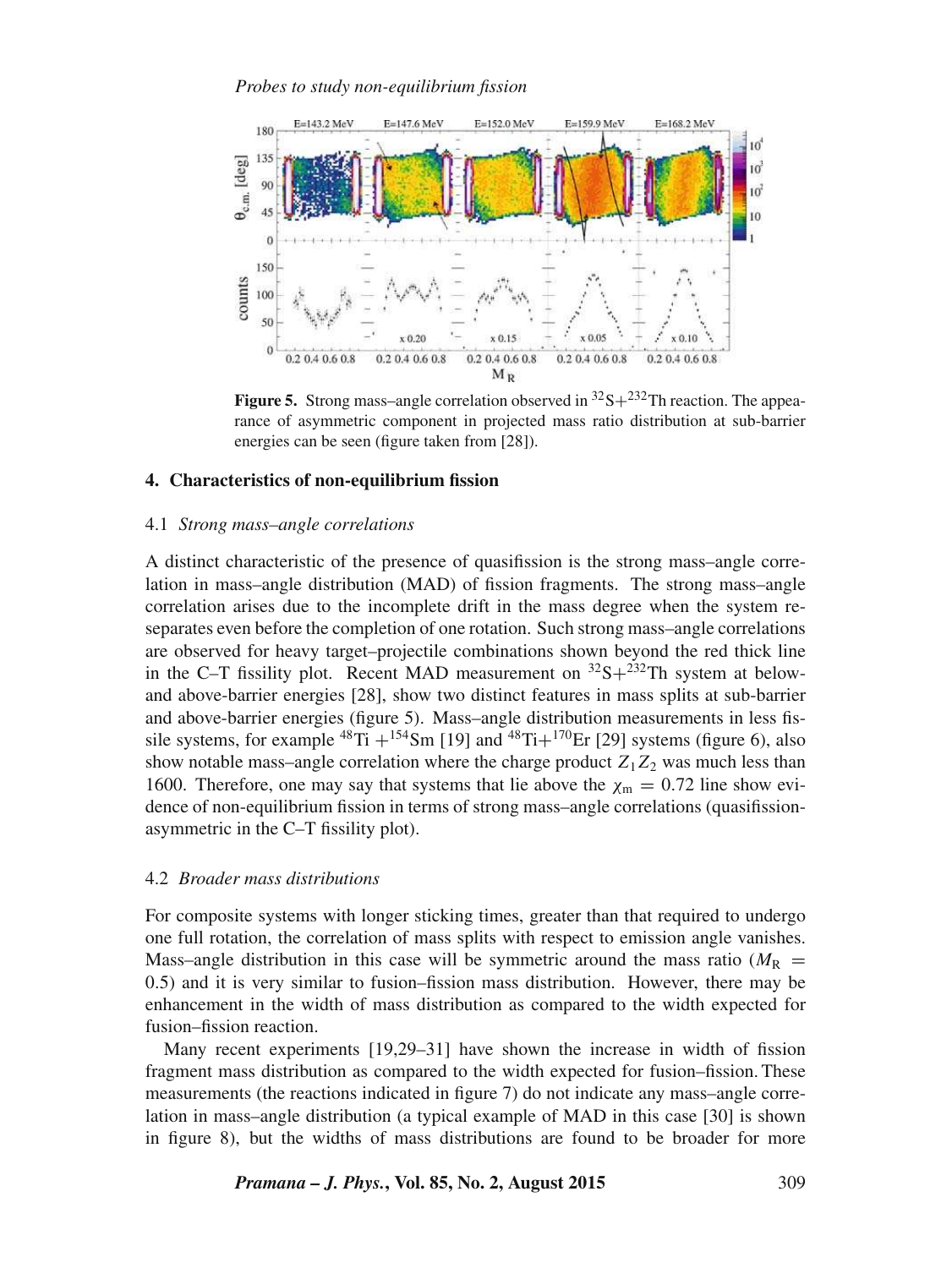**Figure 5.** Strong mass–angle correlation observed in $^{32}S+^{232}Th$ reaction. The appearance of asymmetric component in projected mass ratio distribution at sub-barrier energies can be seen (figure taken from [28]).

## 4. Characteristics of non-equilibrium fission

### 4.1 *Strong mass–angle correlations*

A distinct characteristic of the presence of quasifission is the strong mass–angle correlation in mass–angle distribution (MAD) of fission fragments. The strong mass–angle correlation arises due to the incomplete drift in the mass degree when the system reseparates even before the completion of one rotation. Such strong mass–angle correlations are observed for heavy target–projectile combinations shown beyond the red thick line in the C–T fissility plot. Recent MAD measurement on $^{32}S+^{232}Th$ system at below- and above-barrier energies [28], show two distinct features in mass splits at sub-barrier and above-barrier energies (figure 5). Mass–angle distribution measurements in less fissile systems, for example $^{48}Ti+^{154}Sm$ [19] and $^{48}Ti+^{170}Er$ [29] systems (figure 6), also show notable mass–angle correlation where the charge product $Z_1Z_2$ was much less than 1600. Therefore, one may say that systems that lie above the $\chi_m = 0.72$ line show evidence of non-equilibrium fission in terms of strong mass–angle correlations (quasifission-asymmetric in the C–T fissility plot).

### 4.2 *Broader mass distributions*

For composite systems with longer sticking times, greater than that required to undergo one full rotation, the correlation of mass splits with respect to emission angle vanishes. Mass–angle distribution in this case will be symmetric around the mass ratio ($M_R = 0.5$) and it is very similar to fusion–fission mass distribution. However, there may be enhancement in the width of mass distribution as compared to the width expected for fusion–fission reaction.

Many recent experiments [19,29–31] have shown the increase in width of fission fragment mass distribution as compared to the width expected for fusion–fission. These measurements (the reactions indicated in figure 7) do not indicate any mass–angle correlation in mass–angle distribution (a typical example of MAD in this case [30] is shown in figure 8), but the widths of mass distributions are found to be broader for more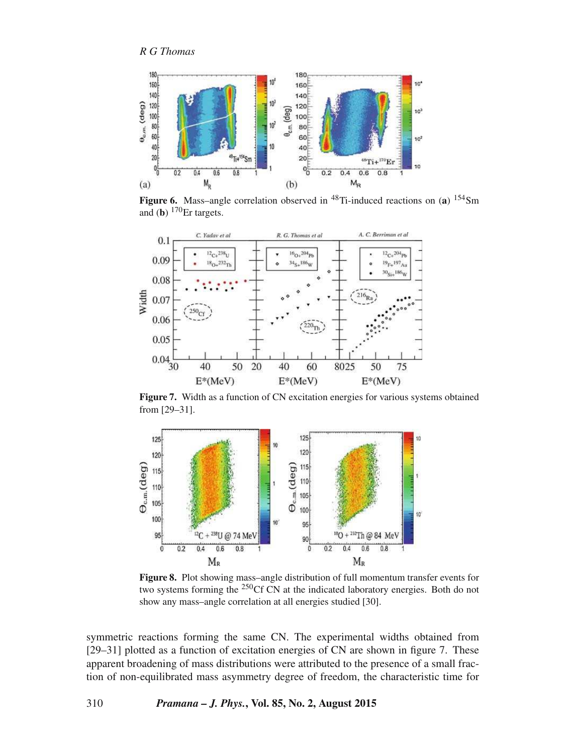**Figure 6.** Mass–angle correlation observed in $^{48}$Ti-induced reactions on (**a**) $^{154}$Sm and (**b**) $^{170}$Er targets.

**Figure 7.** Width as a function of CN excitation energies for various systems obtained from [29–31].

**Figure 8.** Plot showing mass–angle distribution of full momentum transfer events for two systems forming the $^{250}$Cf CN at the indicated laboratory energies. Both do not show any mass–angle correlation at all energies studied [30].

symmetric reactions forming the same CN. The experimental widths obtained from [29–31] plotted as a function of excitation energies of CN are shown in figure 7. These apparent broadening of mass distributions were attributed to the presence of a small fraction of non-equilibrated mass asymmetry degree of freedom, the characteristic time for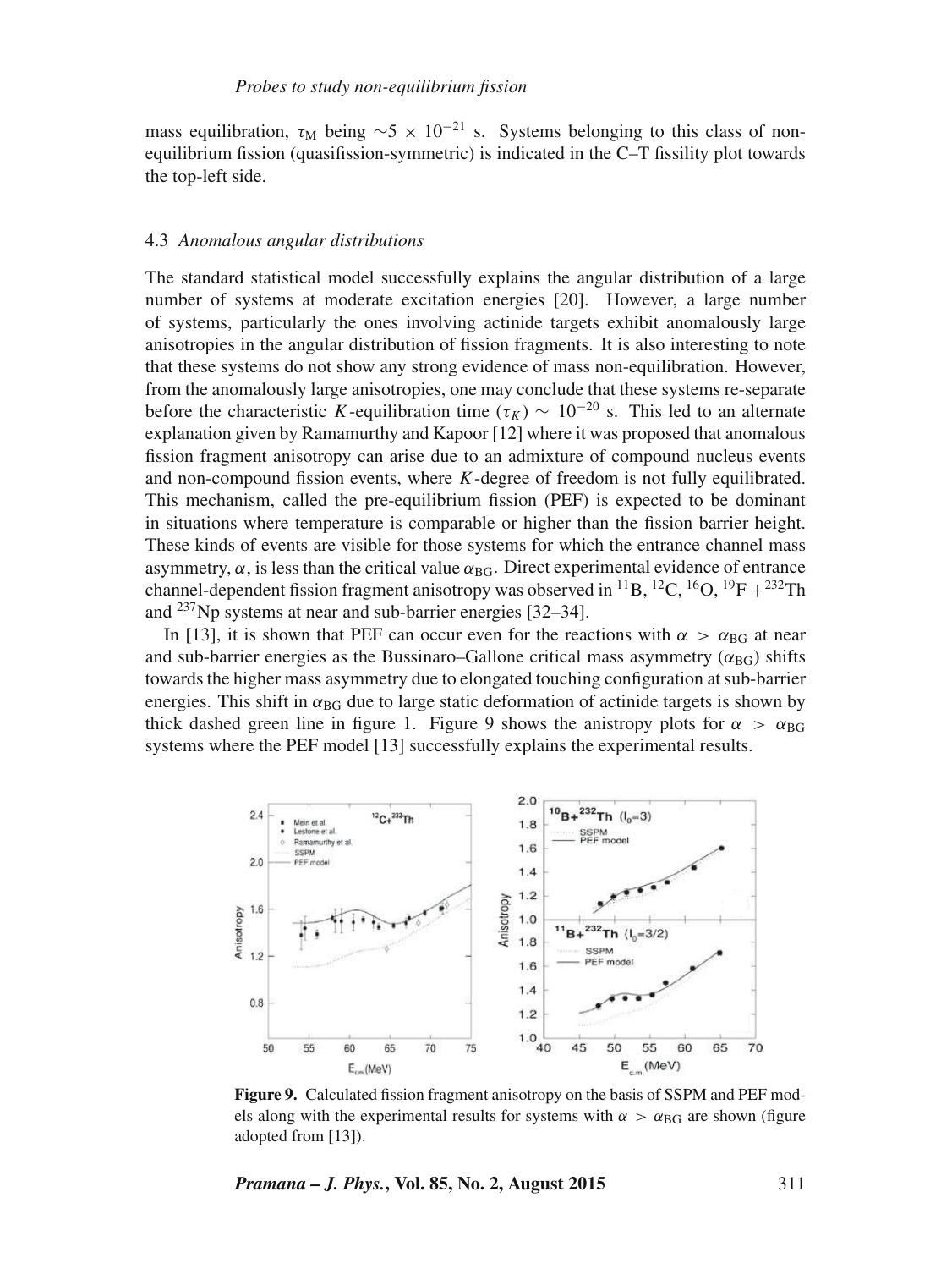mass equilibration, $\tau_M$ being $\sim 5 \times 10^{-21}$ s. Systems belonging to this class of non-equilibrium fission (quasifission-symmetric) is indicated in the C–T fissility plot towards the top-left side.

### 4.3 *Anomalous angular distributions*

The standard statistical model successfully explains the angular distribution of a large number of systems at moderate excitation energies [20]. However, a large number of systems, particularly the ones involving actinide targets exhibit anomalously large anisotropies in the angular distribution of fission fragments. It is also interesting to note that these systems do not show any strong evidence of mass non-equilibration. However, from the anomalously large anisotropies, one may conclude that these systems re-separate before the characteristic $K$-equilibration time ($\tau_K$) $\sim 10^{-20}$ s. This led to an alternate explanation given by Ramamurthy and Kapoor [12] where it was proposed that anomalous fission fragment anisotropy can arise due to an admixture of compound nucleus events and non-compound fission events, where $K$-degree of freedom is not fully equilibrated. This mechanism, called the pre-equilibrium fission (PEF) is expected to be dominant in situations where temperature is comparable or higher than the fission barrier height. These kinds of events are visible for those systems for which the entrance channel mass asymmetry, $\alpha$, is less than the critical value $\alpha_{BG}$. Direct experimental evidence of entrance channel-dependent fission fragment anisotropy was observed in $^{11}$B, $^{12}$C, $^{16}$O, $^{19}$F + $^{232}$Th and $^{237}$Np systems at near and sub-barrier energies [32–34].

In [13], it is shown that PEF can occur even for the reactions with $\alpha > \alpha_{BG}$ at near and sub-barrier energies as the Bussinaro–Gallone critical mass asymmetry ($\alpha_{BG}$) shifts towards the higher mass asymmetry due to elongated touching configuration at sub-barrier energies. This shift in $\alpha_{BG}$ due to large static deformation of actinide targets is shown by thick dashed green line in figure 1. Figure 9 shows the anistropy plots for $\alpha > \alpha_{BG}$ systems where the PEF model [13] successfully explains the experimental results.

**Figure 9.** Calculated fission fragment anisotropy on the basis of SSPM and PEF models along with the experimental results for systems with $\alpha > \alpha_{BG}$ are shown (figure adopted from [13]).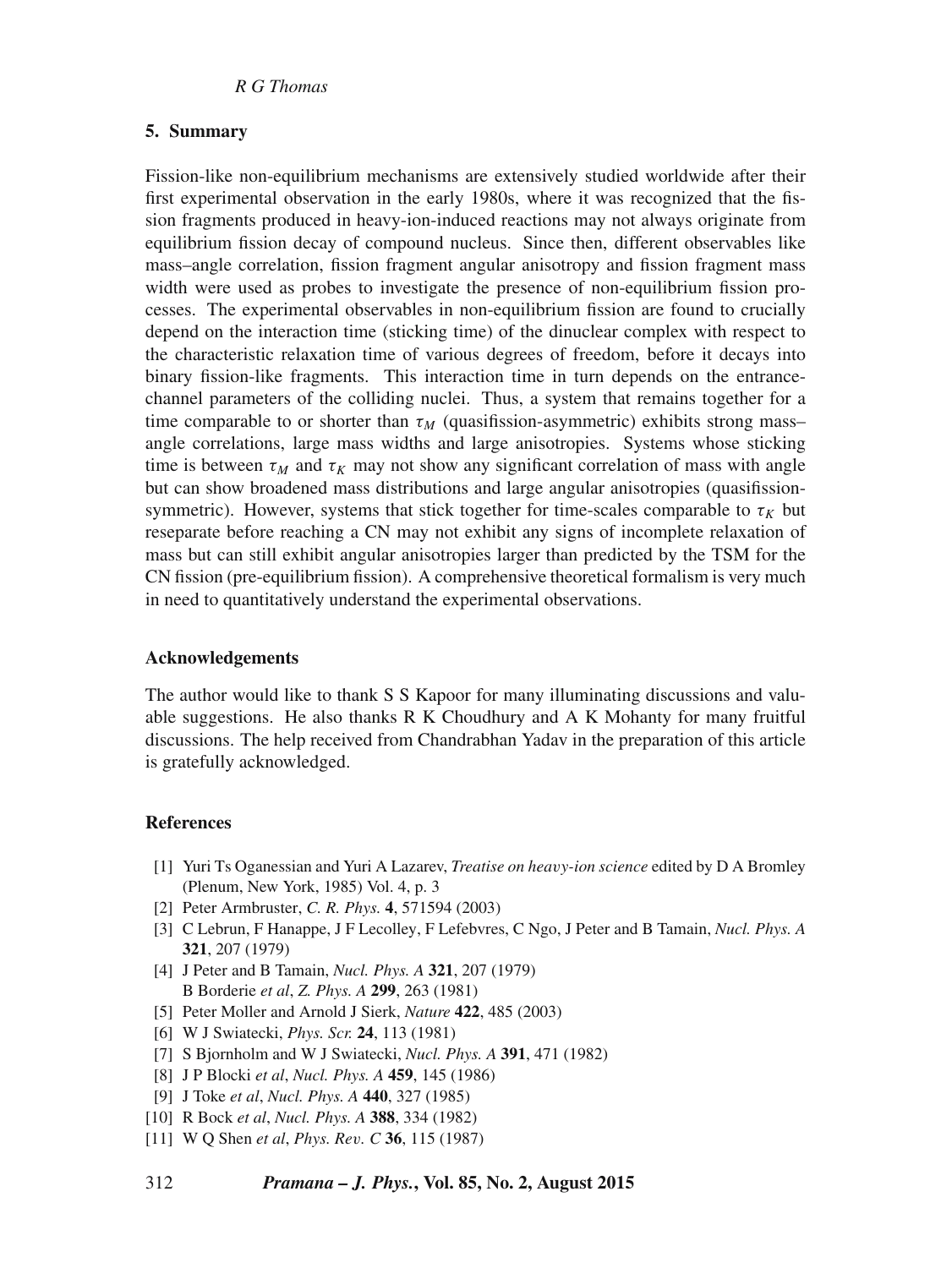## 5. Summary

Fission-like non-equilibrium mechanisms are extensively studied worldwide after their first experimental observation in the early 1980s, where it was recognized that the fission fragments produced in heavy-ion-induced reactions may not always originate from equilibrium fission decay of compound nucleus. Since then, different observables like mass–angle correlation, fission fragment angular anisotropy and fission fragment mass width were used as probes to investigate the presence of non-equilibrium fission processes. The experimental observables in non-equilibrium fission are found to crucially depend on the interaction time (sticking time) of the dinuclear complex with respect to the characteristic relaxation time of various degrees of freedom, before it decays into binary fission-like fragments. This interaction time in turn depends on the entrance-channel parameters of the colliding nuclei. Thus, a system that remains together for a time comparable to or shorter than $\tau_M$ (quasifission-asymmetric) exhibits strong mass–angle correlations, large mass widths and large anisotropies. Systems whose sticking time is between $\tau_M$ and $\tau_K$ may not show any significant correlation of mass with angle but can show broadened mass distributions and large angular anisotropies (quasifission-symmetric). However, systems that stick together for time-scales comparable to $\tau_K$ but reseparate before reaching a CN may not exhibit any signs of incomplete relaxation of mass but can still exhibit angular anisotropies larger than predicted by the TSM for the CN fission (pre-equilibrium fission). A comprehensive theoretical formalism is very much in need to quantitatively understand the experimental observations.

### Acknowledgements

The author would like to thank S S Kapoor for many illuminating discussions and valuable suggestions. He also thanks R K Choudhury and A K Mohanty for many fruitful discussions. The help received from Chandrabhan Yadav in the preparation of this article is gratefully acknowledged.

### References

[1] Yuri Ts Oganessian and Yuri A Lazarev, *Treatise on heavy-ion science* edited by D A Bromley (Plenum, New York, 1985) Vol. 4, p. 3
[2] Peter Armbruster, *C. R. Phys.* **4**, 571594 (2003)
[3] C Lebrun, F Hanappe, J F Lecolley, F Lefebvres, C Ngo, J Peter and B Tamain, *Nucl. Phys. A* **321**, 207 (1979)
[4] J Peter and B Tamain, *Nucl. Phys. A* **321**, 207 (1979)
B Borderie *et al*, *Z. Phys. A* **299**, 263 (1981)
[5] Peter Moller and Arnold J Sierk, *Nature* **422**, 485 (2003)
[6] W J Swiatecki, *Phys. Scr.* **24**, 113 (1981)
[7] S Bjornholm and W J Swiatecki, *Nucl. Phys. A* **391**, 471 (1982)
[8] J P Blocki *et al*, *Nucl. Phys. A* **459**, 145 (1986)
[9] J Toke *et al*, *Nucl. Phys. A* **440**, 327 (1985)
[10] R Bock *et al*, *Nucl. Phys. A* **388**, 334 (1982)
[11] W Q Shen *et al*, *Phys. Rev. C* **36**, 115 (1987)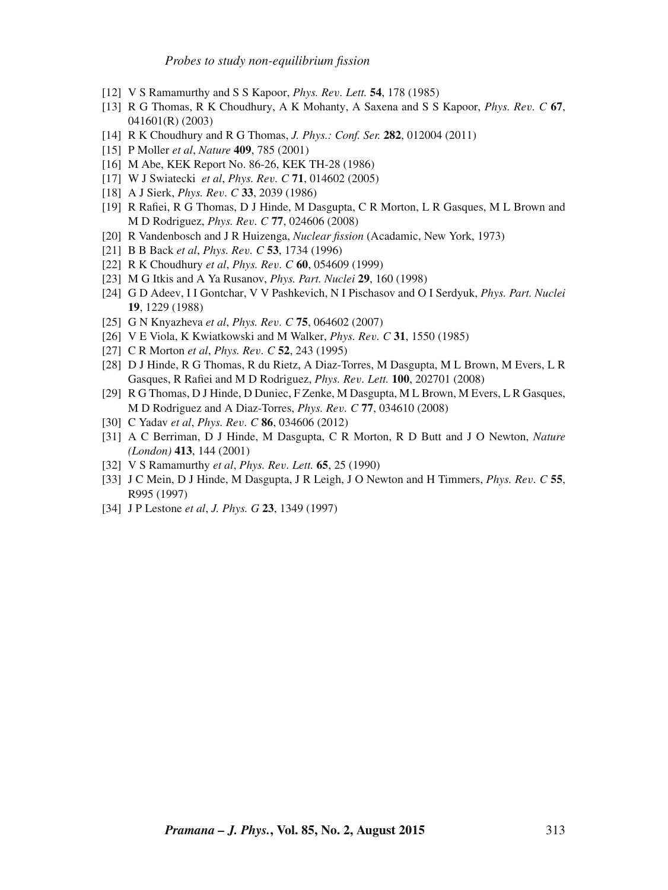[12] V S Ramamurthy and S S Kapoor, *Phys. Rev. Lett.* **54**, 178 (1985)

[13] R G Thomas, R K Choudhury, A K Mohanty, A Saxena and S S Kapoor, *Phys. Rev. C* **67**, 041601(R) (2003)

[14] R K Choudhury and R G Thomas, *J. Phys.: Conf. Ser.* **282**, 012004 (2011)

[15] P Moller *et al*, *Nature* **409**, 785 (2001)

[16] M Abe, KEK Report No. 86-26, KEK TH-28 (1986)

[17] W J Swiatecki *et al*, *Phys. Rev. C* **71**, 014602 (2005)

[18] A J Sierk, *Phys. Rev. C* **33**, 2039 (1986)

[19] R Rafiei, R G Thomas, D J Hinde, M Dasgupta, C R Morton, L R Gasques, M L Brown and M D Rodriguez, *Phys. Rev. C* **77**, 024606 (2008)

[20] R Vandenbosch and J R Huizenga, *Nuclear fission* (Acadamic, New York, 1973)

[21] B B Back *et al*, *Phys. Rev. C* **53**, 1734 (1996)

[22] R K Choudhury *et al*, *Phys. Rev. C* **60**, 054609 (1999)

[23] M G Itkis and A Ya Rusanov, *Phys. Part. Nuclei* **29**, 160 (1998)

[24] G D Adeev, I I Gontchar, V V Pashkevich, N I Pischasov and O I Serdyuk, *Phys. Part. Nuclei* **19**, 1229 (1988)

[25] G N Knyazheva *et al*, *Phys. Rev. C* **75**, 064602 (2007)

[26] V E Viola, K Kwiatkowski and M Walker, *Phys. Rev. C* **31**, 1550 (1985)

[27] C R Morton *et al*, *Phys. Rev. C* **52**, 243 (1995)

[28] D J Hinde, R G Thomas, R du Rietz, A Diaz-Torres, M Dasgupta, M L Brown, M Evers, L R Gasques, R Rafiei and M D Rodriguez, *Phys. Rev. Lett.* **100**, 202701 (2008)

[29] R G Thomas, D J Hinde, D Duniec, F Zenke, M Dasgupta, M L Brown, M Evers, L R Gasques, M D Rodriguez and A Diaz-Torres, *Phys. Rev. C* **77**, 034610 (2008)

[30] C Yadav *et al*, *Phys. Rev. C* **86**, 034606 (2012)

[31] A C Berriman, D J Hinde, M Dasgupta, C R Morton, R D Butt and J O Newton, *Nature (London)* **413**, 144 (2001)

[32] V S Ramamurthy *et al*, *Phys. Rev. Lett.* **65**, 25 (1990)

[33] J C Mein, D J Hinde, M Dasgupta, J R Leigh, J O Newton and H Timmers, *Phys. Rev. C* **55**, R995 (1997)

[34] J P Lestone *et al*, *J. Phys. G* **23**, 1349 (1997)